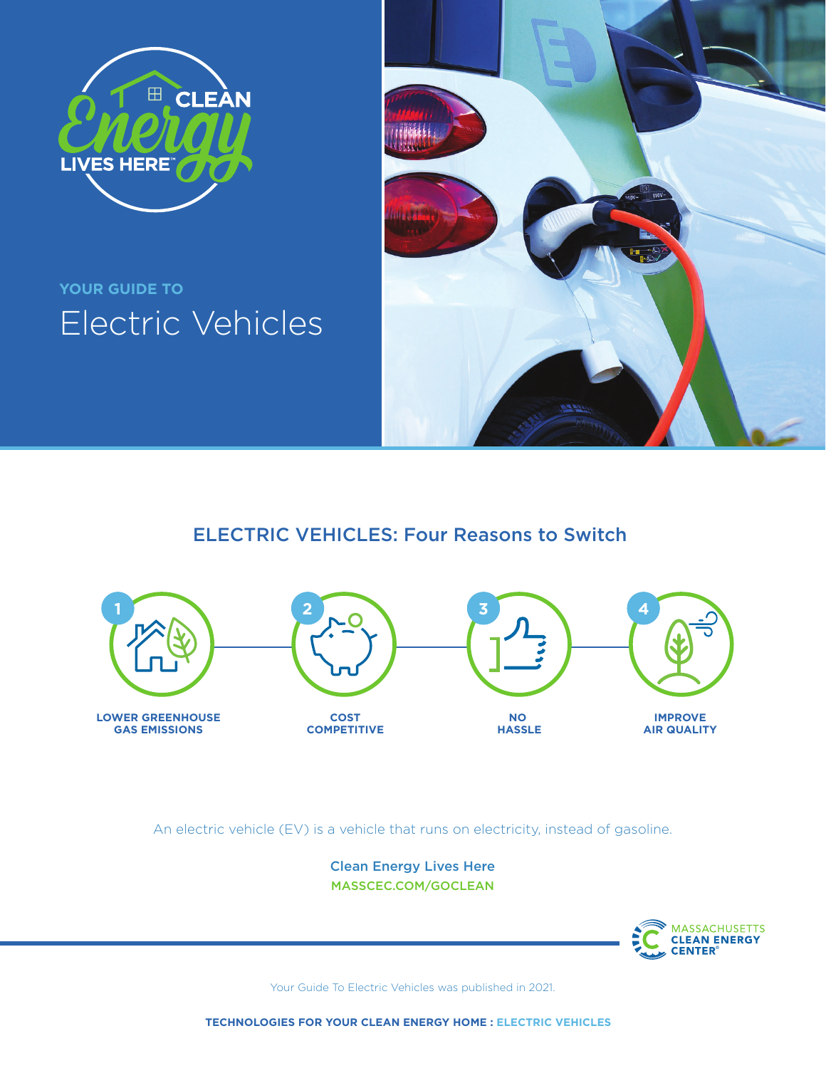CLEAN Energy LIVES HERE™

YOUR GUIDE TO

# Electric Vehicles

## ELECTRIC VEHICLES: Four Reasons to Switch

1. **LOWER GREENHOUSE GAS EMISSIONS**
2. **COST COMPETITIVE**
3. **NO HASSLE**
4. **IMPROVE AIR QUALITY**

An electric vehicle (EV) is a vehicle that runs on electricity, instead of gasoline.

Clean Energy Lives Here
MASSCEC.COM/GOCLEAN

MASSACHUSETTS CLEAN ENERGY CENTER®

Your Guide To Electric Vehicles was published in 2021.

**TECHNOLOGIES FOR YOUR CLEAN ENERGY HOME : ELECTRIC VEHICLES**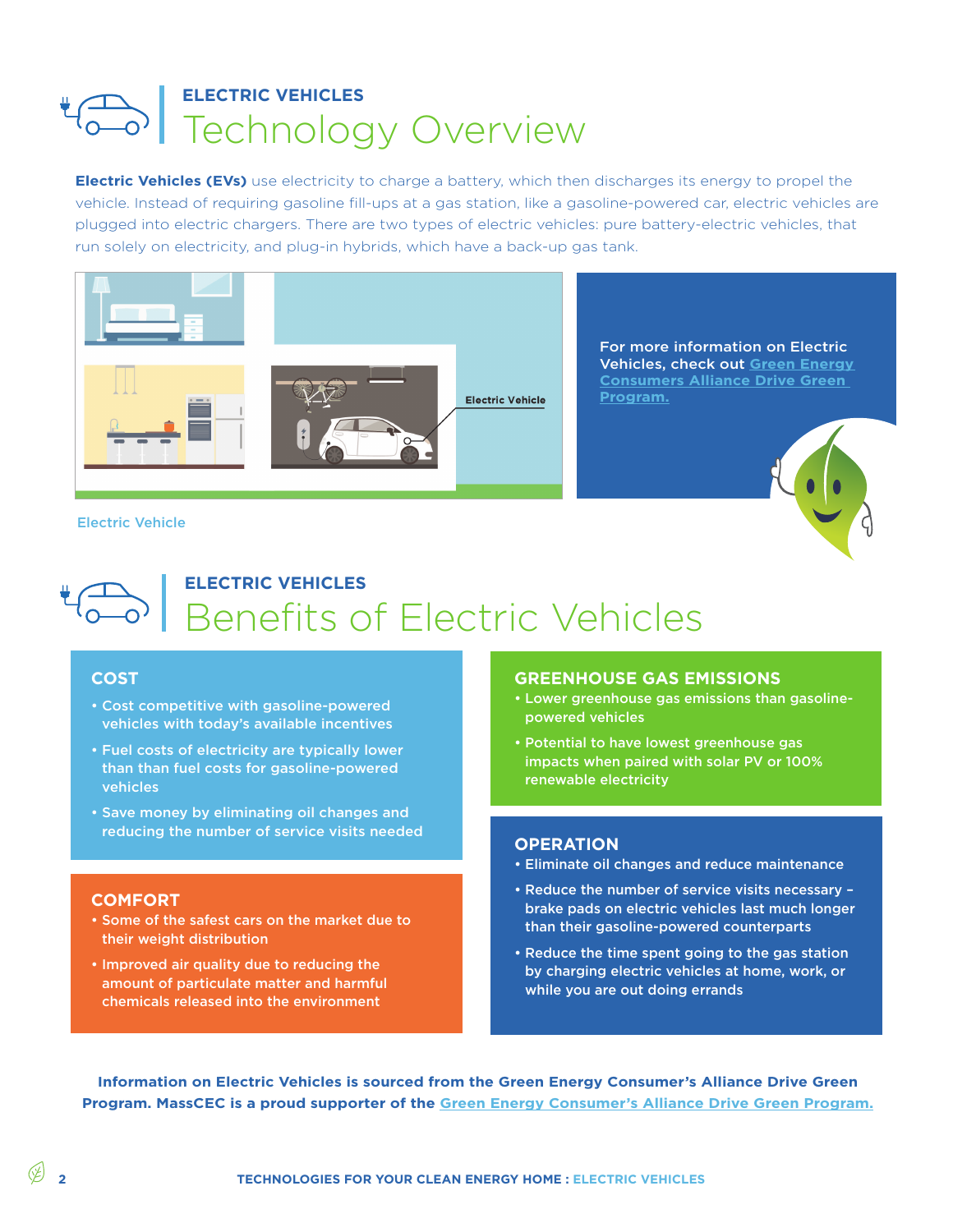## ELECTRIC VEHICLES

# Technology Overview

**Electric Vehicles (EVs)** use electricity to charge a battery, which then discharges its energy to propel the vehicle. Instead of requiring gasoline fill-ups at a gas station, like a gasoline-powered car, electric vehicles are plugged into electric chargers. There are two types of electric vehicles: pure battery-electric vehicles, that run solely on electricity, and plug-in hybrids, which have a back-up gas tank.

Electric Vehicle

Electric Vehicle

For more information on Electric Vehicles, check out Green Energy Consumers Alliance Drive Green Program.

## ELECTRIC VEHICLES

# Benefits of Electric Vehicles

### COST

- Cost competitive with gasoline-powered vehicles with today's available incentives
- Fuel costs of electricity are typically lower than than fuel costs for gasoline-powered vehicles
- Save money by eliminating oil changes and reducing the number of service visits needed

### COMFORT

- Some of the safest cars on the market due to their weight distribution
- Improved air quality due to reducing the amount of particulate matter and harmful chemicals released into the environment

### GREENHOUSE GAS EMISSIONS

- Lower greenhouse gas emissions than gasoline-powered vehicles
- Potential to have lowest greenhouse gas impacts when paired with solar PV or 100% renewable electricity

### OPERATION

- Eliminate oil changes and reduce maintenance
- Reduce the number of service visits necessary – brake pads on electric vehicles last much longer than their gasoline-powered counterparts
- Reduce the time spent going to the gas station by charging electric vehicles at home, work, or while you are out doing errands

**Information on Electric Vehicles is sourced from the Green Energy Consumer's Alliance Drive Green Program. MassCEC is a proud supporter of the Green Energy Consumer's Alliance Drive Green Program.**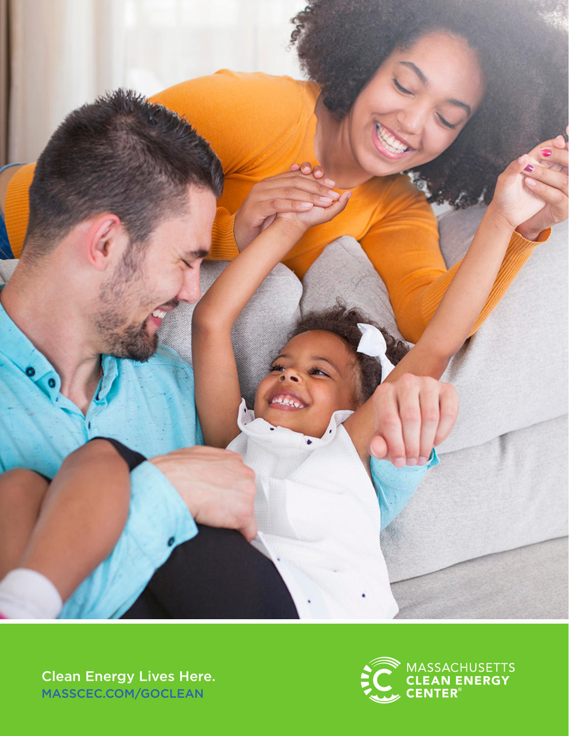Clean Energy Lives Here.
MASSCEC.COM/GOCLEAN

MASSACHUSETTS
CLEAN ENERGY
CENTER®